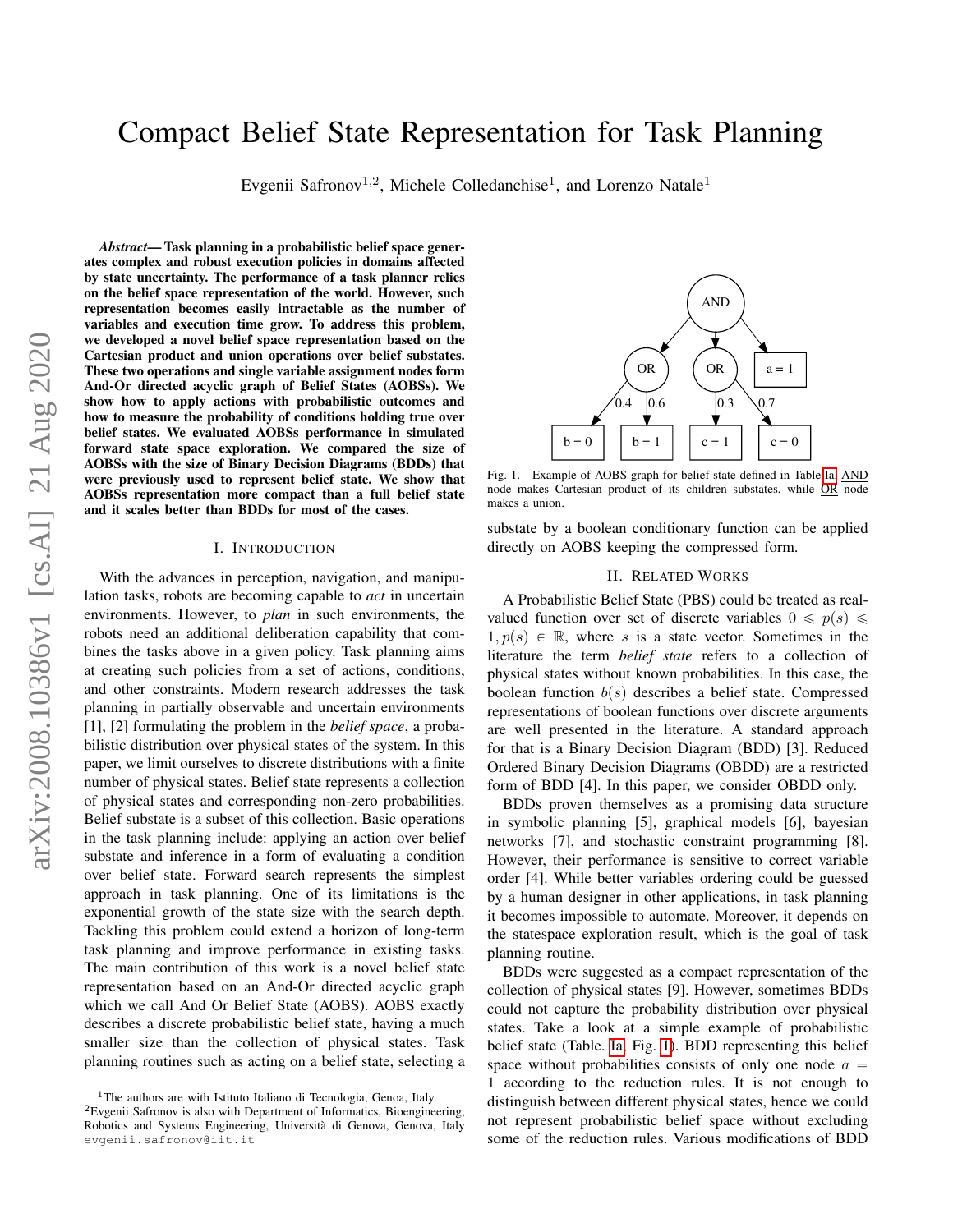# Compact Belief State Representation for Task Planning

Evgenii Safronov[1,2], Michele Colledanchise[1], and Lorenzo Natale[1]

***Abstract*— Task planning in a probabilistic belief space generates complex and robust execution policies in domains affected by state uncertainty. The performance of a task planner relies on the belief space representation of the world. However, such representation becomes easily intractable as the number of variables and execution time grow. To address this problem, we developed a novel belief space representation based on the Cartesian product and union operations over belief substates. These two operations and single variable assignment nodes form And-Or directed acyclic graph of Belief States (AOBSs). We show how to apply actions with probabilistic outcomes and how to measure the probability of conditions holding true over belief states. We evaluated AOBSs performance in simulated forward state space exploration. We compared the size of AOBSs with the size of Binary Decision Diagrams (BDDs) that were previously used to represent belief state. We show that AOBSs representation more compact than a full belief state and it scales better than BDDs for most of the cases.**

## I. Introduction

With the advances in perception, navigation, and manipulation tasks, robots are becoming capable to *act* in uncertain environments. However, to *plan* in such environments, the robots need an additional deliberation capability that combines the tasks above in a given policy. Task planning aims at creating such policies from a set of actions, conditions, and other constraints. Modern research addresses the task planning in partially observable and uncertain environments [1], [2] formulating the problem in the *belief space*, a probabilistic distribution over physical states of the system. In this paper, we limit ourselves to discrete distributions with a finite number of physical states. Belief state represents a collection of physical states and corresponding non-zero probabilities. Belief substate is a subset of this collection. Basic operations in the task planning include: applying an action over belief substate and inference in a form of evaluating a condition over belief state. Forward search represents the simplest approach in task planning. One of its limitations is the exponential growth of the state size with the search depth. Tackling this problem could extend a horizon of long-term task planning and improve performance in existing tasks. The main contribution of this work is a novel belief state representation based on an And-Or directed acyclic graph which we call And Or Belief State (AOBS). AOBS exactly describes a discrete probabilistic belief state, having a much smaller size than the collection of physical states. Task planning routines such as acting on a belief state, selecting a substate by a boolean conditionary function can be applied directly on AOBS keeping the compressed form.

Fig. 1. Example of AOBS graph for belief state defined in Table Ia. AND node makes Cartesian product of its children substates, while OR node makes a union.

## II. Related Works

A Probabilistic Belief State (PBS) could be treated as real-valued function over set of discrete variables $0 \leqslant p(s) \leqslant 1, p(s) \in \mathbb{R}$, where $s$ is a state vector. Sometimes in the literature the term *belief state* refers to a collection of physical states without known probabilities. In this case, the boolean function $b(s)$ describes a belief state. Compressed representations of boolean functions over discrete arguments are well presented in the literature. A standard approach for that is a Binary Decision Diagram (BDD) [3]. Reduced Ordered Binary Decision Diagrams (OBDD) are a restricted form of BDD [4]. In this paper, we consider OBDD only.

BDDs proven themselves as a promising data structure in symbolic planning [5], graphical models [6], bayesian networks [7], and stochastic constraint programming [8]. However, their performance is sensitive to correct variable order [4]. While better variables ordering could be guessed by a human designer in other applications, in task planning it becomes impossible to automate. Moreover, it depends on the statespace exploration result, which is the goal of task planning routine.

BDDs were suggested as a compact representation of the collection of physical states [9]. However, sometimes BDDs could not capture the probability distribution over physical states. Take a look at a simple example of probabilistic belief state (Table. Ia, Fig. 1). BDD representing this belief space without probabilities consists of only one node $a = 1$ according to the reduction rules. It is not enough to distinguish between different physical states, hence we could not represent probabilistic belief space without excluding some of the reduction rules. Various modifications of BDD

[1]The authors are with Istituto Italiano di Tecnologia, Genoa, Italy.
[2]Evgenii Safronov is also with Department of Informatics, Bioengineering, Robotics and Systems Engineering, Università di Genova, Genova, Italy evgenii.safronov@iit.it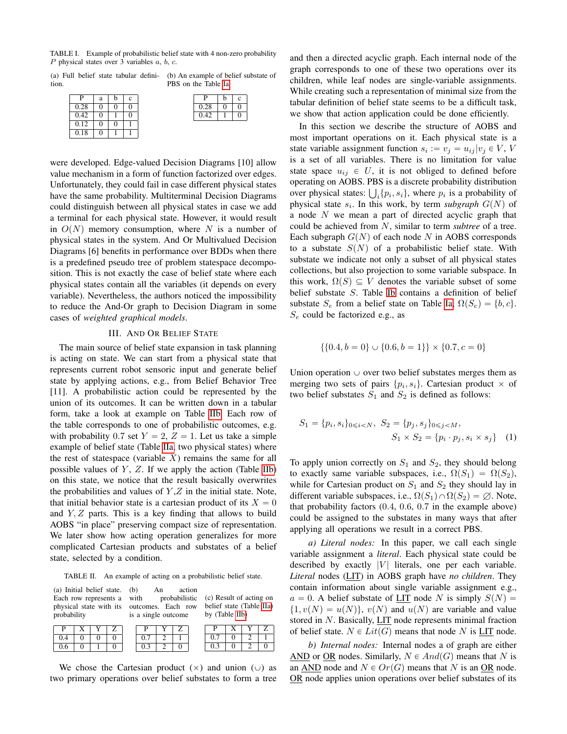TABLE I. Example of probabilistic belief state with 4 non-zero probability $P$ physical states over 3 variables $a$, $b$, $c$.

(a) Full belief state tabular definition.

| P | a | b | c |
|---|---|---|---|
| 0.28 | 0 | 0 | 0 |
| 0.42 | 0 | 1 | 0 |
| 0.12 | 0 | 0 | 1 |
| 0.18 | 0 | 1 | 1 |

(b) An example of belief substate of PBS on the Table Ia

| P | b | c |
|---|---|---|
| 0.28 | 0 | 0 |
| 0.42 | 1 | 0 |

were developed. Edge-valued Decision Diagrams [10] allow value mechanism in a form of function factorized over edges. Unfortunately, they could fail in case different physical states have the same probability. Multiterminal Decision Diagrams could distinguish between all physical states in case we add a terminal for each physical state. However, it would result in $O(N)$ memory consumption, where $N$ is a number of physical states in the system. And Or Multivalued Decision Diagrams [6] benefits in performance over BDDs when there is a predefined pseudo tree of problem statespace decomposition. This is not exactly the case of belief state where each physical states contain all the variables (it depends on every variable). Nevertheless, the authors noticed the impossibility to reduce the And-Or graph to Decision Diagram in some cases of *weighted graphical models*.

## III. And Or Belief State

The main source of belief state expansion in task planning is acting on state. We can start from a physical state that represents current robot sensoric input and generate belief state by applying actions, e.g., from Belief Behavior Tree [11]. A probabilistic action could be represented by the union of its outcomes. It can be written down in a tabular form, take a look at example on Table IIb. Each row of the table corresponds to one of probabilistic outcomes, e.g. with probability 0.7 set $Y = 2$, $Z = 1$. Let us take a simple example of belief state (Table IIa, two physical states) where the rest of statespace (variable $X$) remains the same for all possible values of $Y$, $Z$. If we apply the action (Table IIb) on this state, we notice that the result basically overwrites the probabilities and values of $Y$,$Z$ in the initial state. Note, that initial behavior state is a cartesian product of its $X = 0$ and $Y, Z$ parts. This is a key finding that allows to build AOBS "in place" preserving compact size of representation. We later show how acting operation generalizes for more complicated Cartesian products and substates of a belief state, selected by a condition.

TABLE II. An example of acting on a probabilistic belief state.

(a) Initial belief state. Each row represents a physical state with its probability

| P | X | Y | Z |
|---|---|---|---|
| 0.4 | 0 | 0 | 0 |
| 0.6 | 0 | 1 | 0 |

(b) An action with probabilistic outcomes. Each row is a single outcome

| P | Y | Z |
|---|---|---|
| 0.7 | 2 | 1 |
| 0.3 | 2 | 0 |

(c) Result of acting on belief state (Table IIa) by (Table IIb)

| P | X | Y | Z |
|---|---|---|---|
| 0.7 | 0 | 2 | 1 |
| 0.3 | 0 | 2 | 0 |

We chose the Cartesian product ($\times$) and union ($\cup$) as two primary operations over belief substates to form a tree and then a directed acyclic graph. Each internal node of the graph corresponds to one of these two operations over its children, while leaf nodes are single-variable assignments. While creating such a representation of minimal size from the tabular definition of belief state seems to be a difficult task, we show that action application could be done efficiently.

In this section we describe the structure of AOBS and most important operations on it. Each physical state is a state variable assignment function $s_i := v_j = u_{ij} | v_j \in V$, $V$ is a set of all variables. There is no limitation for value state space $u_{ij} \in U$, it is not obliged to defined before operating on AOBS. PBS is a discrete probability distribution over physical states: $\bigcup_i \{p_i, s_i\}$, where $p_i$ is a probability of physical state $s_i$. In this work, by term *subgraph* $G(N)$ of a node $N$ we mean a part of directed acyclic graph that could be achieved from $N$, similar to term *subtree* of a tree. Each subgraph $G(N)$ of each node $N$ in AOBS corresponds to a substate $S(N)$ of a probabilistic belief state. With substate we indicate not only a subset of all physical states collections, but also projection to some variable subspace. In this work, $\Omega(S) \subseteq V$ denotes the variable subset of some belief substate $S$. Table Ib contains a definition of belief substate $S_e$ from a belief state on Table Ia, $\Omega(S_e) = \{b, c\}$. $S_e$ could be factorized e.g., as

$$\{\{0.4, b = 0\} \cup \{0.6, b = 1\}\} \times \{0.7, c = 0\}$$

Union operation $\cup$ over two belief substates merges them as merging two sets of pairs $\{p_i, s_i\}$. Cartesian product $\times$ of two belief substates $S_1$ and $S_2$ is defined as follows:

$$S_1 = \{p_i, s_i\}_{0 \leqslant i < N},\ S_2 = \{p_j, s_j\}_{0 \leqslant j < M},$$
$$S_1 \times S_2 = \{p_i \cdot p_j, s_i \times s_j\} \quad (1)$$

To apply union correctly on $S_1$ and $S_2$, they should belong to exactly same variable subspaces, i.e., $\Omega(S_1) = \Omega(S_2)$, while for Cartesian product on $S_1$ and $S_2$ they should lay in different variable subspaces, i.e., $\Omega(S_1) \cap \Omega(S_2) = \varnothing$. Note, that probability factors (0.4, 0.6, 0.7 in the example above) could be assigned to the substates in many ways that after applying all operations we result in a correct PBS.

*a) Literal nodes:* In this paper, we call each single variable assignment a *literal*. Each physical state could be described by exactly $|V|$ literals, one per each variable. *Literal* nodes (LIT) in AOBS graph have *no children*. They contain information about single variable assignment e.g., $a = 0$. A belief substate of LIT node $N$ is simply $S(N) = \{1, v(N) = u(N)\}$, $v(N)$ and $u(N)$ are variable and value stored in $N$. Basically, LIT node represents minimal fraction of belief state. $N \in Lit(G)$ means that node $N$ is LIT node.

*b) Internal nodes:* Internal nodes a of graph are either AND or OR nodes. Similarly, $N \in And(G)$ means that $N$ is an AND node and $N \in Or(G)$ means that $N$ is an OR node. OR node applies union operations over belief substates of its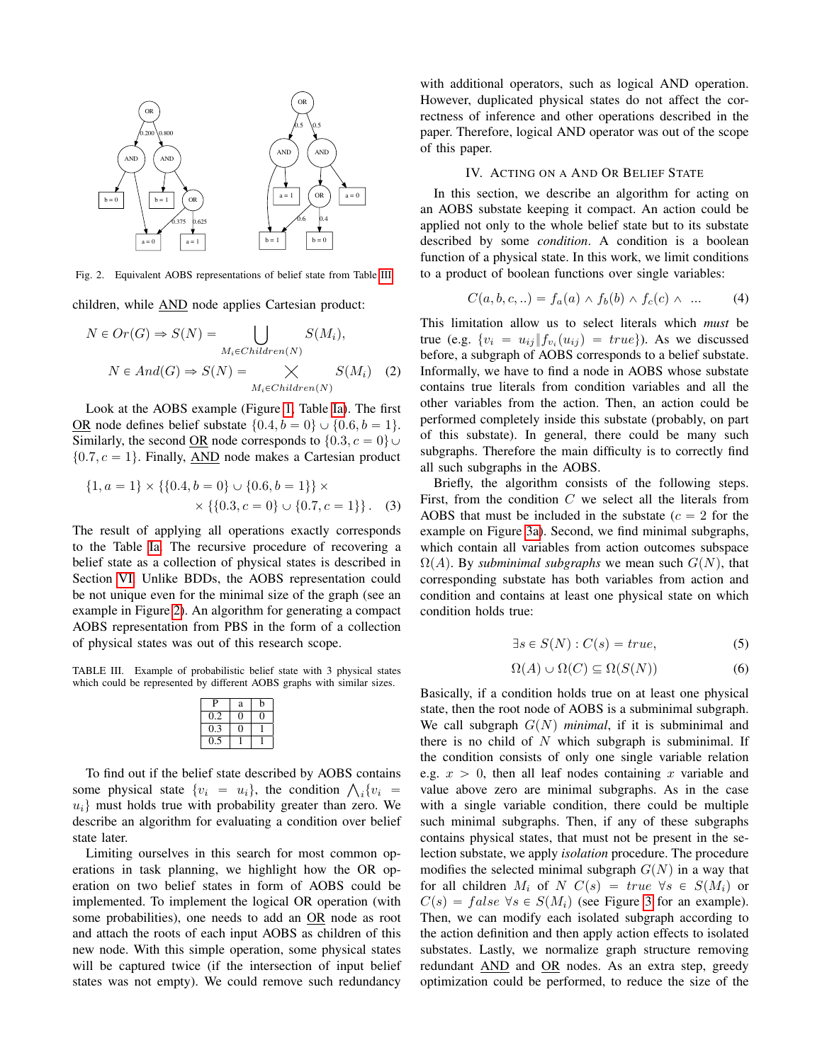Fig. 2. Equivalent AOBS representations of belief state from Table III

children, while AND node applies Cartesian product:

$$N \in Or(G) \Rightarrow S(N) = \bigcup_{M_i \in Children(N)} S(M_i),$$
$$N \in And(G) \Rightarrow S(N) = \bigtimes_{M_i \in Children(N)} S(M_i) \quad (2)$$

Look at the AOBS example (Figure 1, Table Ia). The first OR node defines belief substate $\{0.4, b = 0\} \cup \{0.6, b = 1\}$. Similarly, the second OR node corresponds to $\{0.3, c = 0\} \cup \{0.7, c = 1\}$. Finally, AND node makes a Cartesian product

$$\{1, a = 1\} \times \{\{0.4, b = 0\} \cup \{0.6, b = 1\}\} \times \times \{\{0.3, c = 0\} \cup \{0.7, c = 1\}\}. \quad (3)$$

The result of applying all operations exactly corresponds to the Table Ia. The recursive procedure of recovering a belief state as a collection of physical states is described in Section VI. Unlike BDDs, the AOBS representation could be not unique even for the minimal size of the graph (see an example in Figure 2). An algorithm for generating a compact AOBS representation from PBS in the form of a collection of physical states was out of this research scope.

TABLE III. Example of probabilistic belief state with 3 physical states which could be represented by different AOBS graphs with similar sizes.

| P | a | b |
|---|---|---|
| 0.2 | 0 | 0 |
| 0.3 | 0 | 1 |
| 0.5 | 1 | 1 |

To find out if the belief state described by AOBS contains some physical state $\{v_i = u_i\}$, the condition $\bigwedge_i \{v_i = u_i\}$ must holds true with probability greater than zero. We describe an algorithm for evaluating a condition over belief state later.

Limiting ourselves in this search for most common operations in task planning, we highlight how the OR operation on two belief states in form of AOBS could be implemented. To implement the logical OR operation (with some probabilities), one needs to add an OR node as root and attach the roots of each input AOBS as children of this new node. With this simple operation, some physical states will be captured twice (if the intersection of input belief states was not empty). We could remove such redundancy with additional operators, such as logical AND operation. However, duplicated physical states do not affect the correctness of inference and other operations described in the paper. Therefore, logical AND operator was out of the scope of this paper.

## IV. Acting on a And Or Belief State

In this section, we describe an algorithm for acting on an AOBS substate keeping it compact. An action could be applied not only to the whole belief state but to its substate described by some *condition*. A condition is a boolean function of a physical state. In this work, we limit conditions to a product of boolean functions over single variables:

$$C(a, b, c, ..) = f_a(a) \wedge f_b(b) \wedge f_c(c) \wedge \ \ldots \quad (4)$$

This limitation allow us to select literals which *must* be true (e.g. $\{v_i = u_{ij} \| f_{v_i}(u_{ij}) = true\}$). As we discussed before, a subgraph of AOBS corresponds to a belief substate. Informally, we have to find a node in AOBS whose substate contains true literals from condition variables and all the other variables from the action. Then, an action could be performed completely inside this substate (probably, on part of this substate). In general, there could be many such subgraphs. Therefore the main difficulty is to correctly find all such subgraphs in the AOBS.

Briefly, the algorithm consists of the following steps. First, from the condition $C$ we select all the literals from AOBS that must be included in the substate ($c = 2$ for the example on Figure 3a). Second, we find minimal subgraphs, which contain all variables from action outcomes subspace $\Omega(A)$. By *subminimal subgraphs* we mean such $G(N)$, that corresponding substate has both variables from action and condition and contains at least one physical state on which condition holds true:

$$\exists s \in S(N) : C(s) = true, \quad (5)$$

$$\Omega(A) \cup \Omega(C) \subseteq \Omega(S(N)) \quad (6)$$

Basically, if a condition holds true on at least one physical state, then the root node of AOBS is a subminimal subgraph. We call subgraph $G(N)$ *minimal*, if it is subminimal and there is no child of $N$ which subgraph is subminimal. If the condition consists of only one single variable relation e.g. $x > 0$, then all leaf nodes containing $x$ variable and value above zero are minimal subgraphs. As in the case with a single variable condition, there could be multiple such minimal subgraphs. Then, if any of these subgraphs contains physical states, that must not be present in the selection substate, we apply *isolation* procedure. The procedure modifies the selected minimal subgraph $G(N)$ in a way that for all children $M_i$ of $N$ $C(s) = true \ \forall s \in S(M_i)$ or $C(s) = false \ \forall s \in S(M_i)$ (see Figure 3 for an example). Then, we can modify each isolated subgraph according to the action definition and then apply action effects to isolated substates. Lastly, we normalize graph structure removing redundant AND and OR nodes. As an extra step, greedy optimization could be performed, to reduce the size of the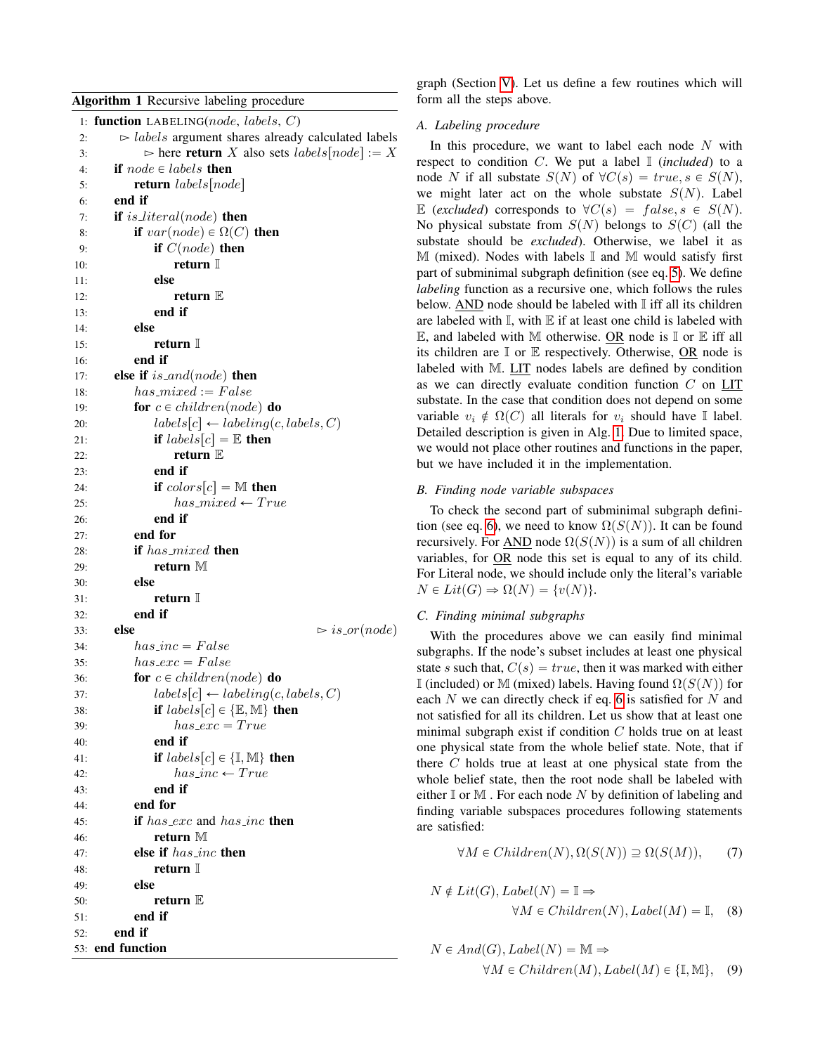**Algorithm 1** Recursive labeling procedure

```
1:  function LABELING(node, labels, C)
2:      ▷ labels argument shares already calculated labels
3:          ▷ here return X also sets labels[node] := X
4:      if node ∈ labels then
5:          return labels[node]
6:      end if
7:      if is_literal(node) then
8:          if var(node) ∈ Ω(C) then
9:              if C(node) then
10:                 return 𝕀
11:             else
12:                 return 𝔼
13:             end if
14:         else
15:             return 𝕀
16:         end if
17:     else if is_and(node) then
18:         has_mixed := False
19:         for c ∈ children(node) do
20:             labels[c] ← labeling(c, labels, C)
21:             if labels[c] = 𝔼 then
22:                 return 𝔼
23:             end if
24:             if colors[c] = 𝕄 then
25:                 has_mixed ← True
26:             end if
27:         end for
28:         if has_mixed then
29:             return 𝕄
30:         else
31:             return 𝕀
32:         end if
33:     else                                          ▷ is_or(node)
34:         has_inc = False
35:         has_exc = False
36:         for c ∈ children(node) do
37:             labels[c] ← labeling(c, labels, C)
38:             if labels[c] ∈ {𝔼, 𝕄} then
39:                 has_exc = True
40:             end if
41:             if labels[c] ∈ {𝕀, 𝕄} then
42:                 has_inc ← True
43:             end if
44:         end for
45:         if has_exc and has_inc then
46:             return 𝕄
47:         else if has_inc then
48:             return 𝕀
49:         else
50:             return 𝔼
51:         end if
52:     end if
53: end function
```

graph (Section V). Let us define a few routines which will form all the steps above.

### A. Labeling procedure

In this procedure, we want to label each node $N$ with respect to condition $C$. We put a label $\mathbb{I}$ (*included*) to a node $N$ if all substate $S(N)$ of $\forall C(s) = true, s \in S(N)$, we might later act on the whole substate $S(N)$. Label $\mathbb{E}$ (*excluded*) corresponds to $\forall C(s) = false, s \in S(N)$. No physical substate from $S(N)$ belongs to $S(C)$ (all the substate should be *excluded*). Otherwise, we label it as $\mathbb{M}$ (mixed). Nodes with labels $\mathbb{I}$ and $\mathbb{M}$ would satisfy first part of subminimal subgraph definition (see eq. 5). We define *labeling* function as a recursive one, which follows the rules below. AND node should be labeled with $\mathbb{I}$ iff all its children are labeled with $\mathbb{I}$, with $\mathbb{E}$ if at least one child is labeled with $\mathbb{E}$, and labeled with $\mathbb{M}$ otherwise. OR node is $\mathbb{I}$ or $\mathbb{E}$ iff all its children are $\mathbb{I}$ or $\mathbb{E}$ respectively. Otherwise, OR node is labeled with $\mathbb{M}$. LIT nodes labels are defined by condition as we can directly evaluate condition function $C$ on LIT substate. In the case that condition does not depend on some variable $v_i \notin \Omega(C)$ all literals for $v_i$ should have $\mathbb{I}$ label. Detailed description is given in Alg. 1. Due to limited space, we would not place other routines and functions in the paper, but we have included it in the implementation.

### B. Finding node variable subspaces

To check the second part of subminimal subgraph definition (see eq. 6), we need to know $\Omega(S(N))$. It can be found recursively. For AND node $\Omega(S(N))$ is a sum of all children variables, for OR node this set is equal to any of its child. For Literal node, we should include only the literal's variable $N \in Lit(G) \Rightarrow \Omega(N) = \{v(N)\}$.

### C. Finding minimal subgraphs

With the procedures above we can easily find minimal subgraphs. If the node's subset includes at least one physical state $s$ such that, $C(s) = true$, then it was marked with either $\mathbb{I}$ (included) or $\mathbb{M}$ (mixed) labels. Having found $\Omega(S(N))$ for each $N$ we can directly check if eq. 6 is satisfied for $N$ and not satisfied for all its children. Let us show that at least one minimal subgraph exist if condition $C$ holds true on at least one physical state from the whole belief state. Note, that if there $C$ holds true at least at one physical state from the whole belief state, then the root node shall be labeled with either $\mathbb{I}$ or $\mathbb{M}$ . For each node $N$ by definition of labeling and finding variable subspaces procedures following statements are satisfied:

$$\forall M \in Children(N), \Omega(S(N)) \supseteq \Omega(S(M)), \quad (7)$$

$$N \notin Lit(G), Label(N) = \mathbb{I} \Rightarrow \forall M \in Children(N), Label(M) = \mathbb{I}, \quad (8)$$

$$N \in And(G), Label(N) = \mathbb{M} \Rightarrow \forall M \in Children(M), Label(M) \in \{\mathbb{I}, \mathbb{M}\}, \quad (9)$$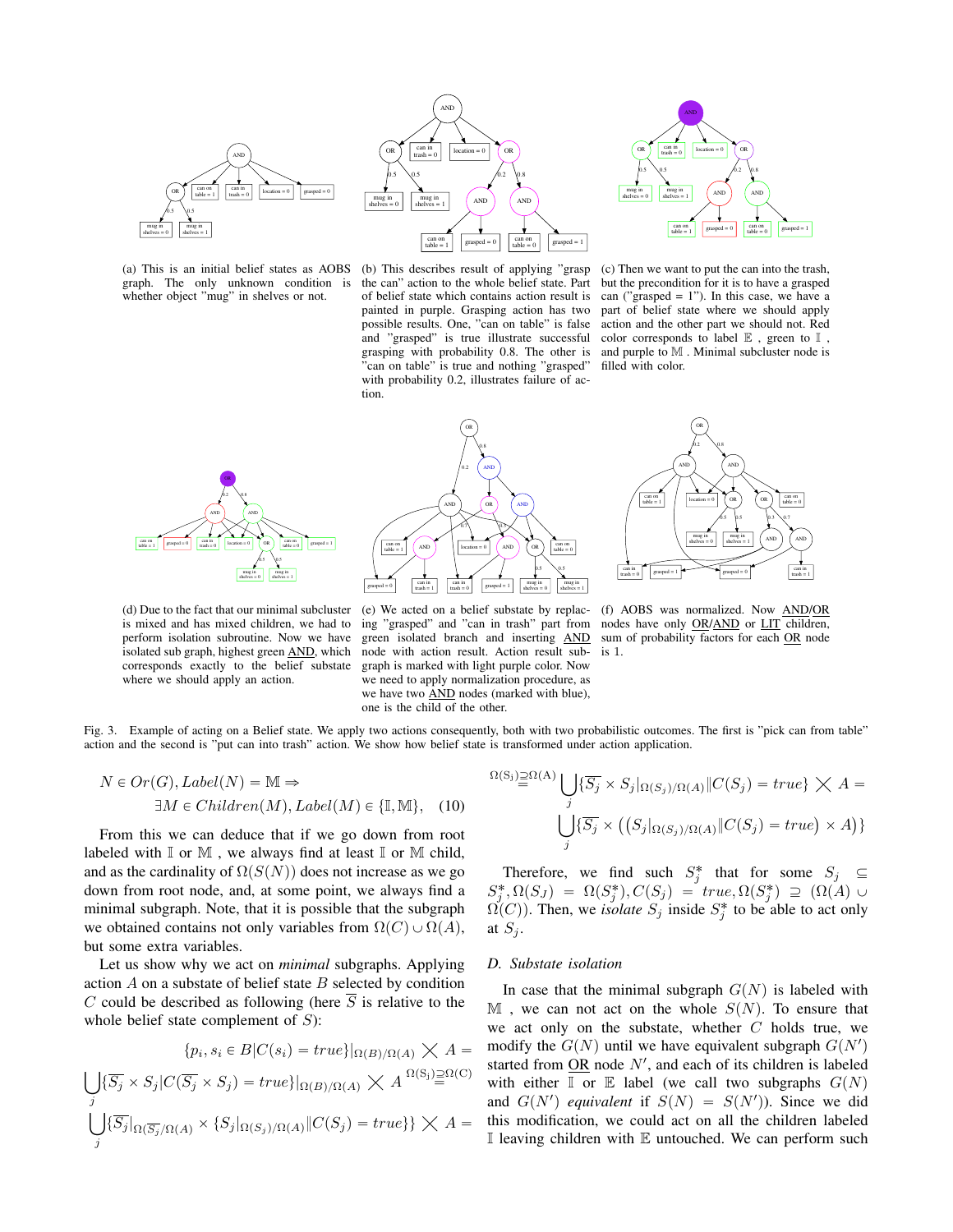(a) This is an initial belief states as AOBS graph. The only unknown condition is whether object "mug" in shelves or not.

(b) This describes result of applying "grasp the can" action to the whole belief state. Part of belief state which contains action result is painted in purple. Grasping action has two possible results. One, "can on table" is false and "grasped" is true illustrate successful grasping with probability 0.8. The other is "can on table" is true and nothing "grasped" with probability 0.2, illustrates failure of action.

(c) Then we want to put the can into the trash, but the precondition for it is to have a grasped can ("grasped = 1"). In this case, we have a part of belief state where we should apply action and the other part we should not. Red color corresponds to label $\mathbb{E}$ , green to $\mathbb{I}$ , and purple to $\mathbb{M}$ . Minimal subcluster node is filled with color.

(d) Due to the fact that our minimal subcluster is mixed and has mixed children, we had to perform isolation subroutine. Now we have isolated sub graph, highest green AND, which corresponds exactly to the belief substate where we should apply an action.

(e) We acted on a belief substate by replacing "grasped" and "can in trash" part from green isolated branch and inserting AND node with action result. Action result subgraph is marked with light purple color. Now we need to apply normalization procedure, as we have two AND nodes (marked with blue), one is the child of the other.

(f) AOBS was normalized. Now AND/OR nodes have only OR/AND or LIT children, sum of probability factors for each OR node is 1.

Fig. 3. Example of acting on a Belief state. We apply two actions consequently, both with two probabilistic outcomes. The first is "pick can from table" action and the second is "put can into trash" action. We show how belief state is transformed under action application.

$$N \in Or(G), Label(N) = \mathbb{M} \Rightarrow \\ \exists M \in Children(M), Label(M) \in \{\mathbb{I}, \mathbb{M}\}, \quad (10)$$

From this we can deduce that if we go down from root labeled with $\mathbb{I}$ or $\mathbb{M}$ , we always find at least $\mathbb{I}$ or $\mathbb{M}$ child, and as the cardinality of $\Omega(S(N))$ does not increase as we go down from root node, and, at some point, we always find a minimal subgraph. Note, that it is possible that the subgraph we obtained contains not only variables from $\Omega(C) \cup \Omega(A)$, but some extra variables.

Let us show why we act on *minimal* subgraphs. Applying action $A$ on a substate of belief state $B$ selected by condition $C$ could be described as following (here $\overline{S}$ is relative to the whole belief state complement of $S$):

$$\{p_i, s_i \in B | C(s_i) = true\}|_{\Omega(B)/\Omega(A)} \bigtimes A =$$

$$\bigcup_j \{\overline{S_j} \times S_j | C(\overline{S_j} \times S_j) = true\}|_{\Omega(B)/\Omega(A)} \bigtimes A \overset{\Omega(S_j) \supseteq \Omega(C)}{=}$$

$$\bigcup_j \{\overline{S_j}|_{\Omega(\overline{S_j})/\Omega(A)} \times \{S_j|_{\Omega(S_j)/\Omega(A)} \| C(S_j) = true\}\} \bigtimes A =$$

$$\overset{\Omega(S_j) \supseteq \Omega(A)}{=} \bigcup_j \{\overline{S_j} \times S_j|_{\Omega(S_j)/\Omega(A)} \| C(S_j) = true\} \bigtimes A =$$

$$\bigcup_j \{\overline{S_j} \times \left( \left( S_j|_{\Omega(S_j)/\Omega(A)} \| C(S_j) = true \right) \times A \right) \}$$

Therefore, we find such $S_j^*$ that for some $S_j \subseteq S_j^*, \Omega(S_J) = \Omega(S_j^*), C(S_j) = true, \Omega(S_j^*) \supseteq (\Omega(A) \cup \Omega(C))$. Then, we *isolate* $S_j$ inside $S_j^*$ to be able to act only at $S_j$.

### D. Substate isolation

In case that the minimal subgraph $G(N)$ is labeled with $\mathbb{M}$ , we can not act on the whole $S(N)$. To ensure that we act only on the substate, whether $C$ holds true, we modify the $G(N)$ until we have equivalent subgraph $G(N')$ started from OR node $N'$, and each of its children is labeled with either $\mathbb{I}$ or $\mathbb{E}$ label (we call two subgraphs $G(N)$ and $G(N')$ *equivalent* if $S(N) = S(N')$). Since we did this modification, we could act on all the children labeled $\mathbb{I}$ leaving children with $\mathbb{E}$ untouched. We can perform such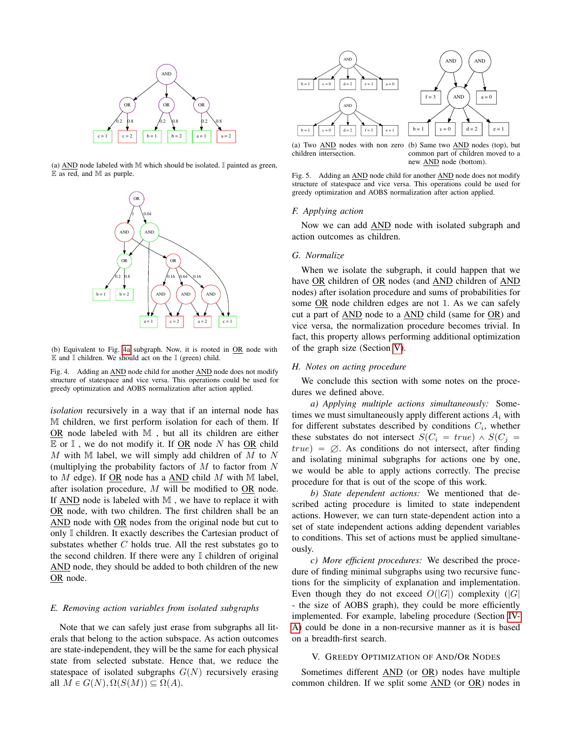(a) AND node labeled with $\mathbb{M}$ which should be isolated. $\mathbb{I}$ painted as green, $\mathbb{E}$ as red, and $\mathbb{M}$ as purple.

(b) Equivalent to Fig. 4a subgraph. Now, it is rooted in OR node with $\mathbb{E}$ and $\mathbb{I}$ children. We should act on the $\mathbb{I}$ (green) child.

Fig. 4. Adding an AND node child for another AND node does not modify structure of statespace and vice versa. This operations could be used for greedy optimization and AOBS normalization after action applied.

*isolation* recursively in a way that if an internal node has $\mathbb{M}$ children, we first perform isolation for each of them. If OR node labeled with $\mathbb{M}$ , but all its children are either $\mathbb{E}$ or $\mathbb{I}$ , we do not modify it. If OR node $N$ has OR child $M$ with $\mathbb{M}$ label, we will simply add children of $M$ to $N$ (multiplying the probability factors of $M$ to factor from $N$ to $M$ edge). If OR node has a AND child $M$ with $\mathbb{M}$ label, after isolation procedure, $M$ will be modified to OR node. If AND node is labeled with $\mathbb{M}$ , we have to replace it with OR node, with two children. The first children shall be an AND node with OR nodes from the original node but cut to only $\mathbb{I}$ children. It exactly describes the Cartesian product of substates whether $C$ holds true. All the rest substates go to the second children. If there were any $\mathbb{I}$ children of original AND node, they should be added to both children of the new OR node.

### E. Removing action variables from isolated subgraphs

Note that we can safely just erase from subgraphs all literals that belong to the action subspace. As action outcomes are state-independent, they will be the same for each physical state from selected substate. Hence that, we reduce the statespace of isolated subgraphs $G(N)$ recursively erasing all $M \in G(N), \Omega(S(M)) \subseteq \Omega(A)$.

(a) Two AND nodes with non zero children intersection.

(b) Same two AND nodes (top), but common part of children moved to a new AND node (bottom).

Fig. 5. Adding an AND node child for another AND node does not modify structure of statespace and vice versa. This operations could be used for greedy optimization and AOBS normalization after action applied.

### F. Applying action

Now we can add AND node with isolated subgraph and action outcomes as children.

### G. Normalize

When we isolate the subgraph, it could happen that we have OR children of OR nodes (and AND children of AND nodes) after isolation procedure and sums of probabilities for some OR node children edges are not 1. As we can safely cut a part of AND node to a AND child (same for OR) and vice versa, the normalization procedure becomes trivial. In fact, this property allows performing additional optimization of the graph size (Section V).

### H. Notes on acting procedure

We conclude this section with some notes on the procedures we defined above.

*a) Applying multiple actions simultaneously:* Sometimes we must simultaneously apply different actions $A_i$ with for different substates described by conditions $C_i$, whether these substates do not intersect $S(C_i = true) \wedge S(C_j = true) = \varnothing$. As conditions do not intersect, after finding and isolating minimal subgraphs for actions one by one, we would be able to apply actions correctly. The precise procedure for that is out of the scope of this work.

*b) State dependent actions:* We mentioned that described acting procedure is limited to state independent actions. However, we can turn state-dependent action into a set of state independent actions adding dependent variables to conditions. This set of actions must be applied simultaneously.

*c) More efficient procedures:* We described the procedure of finding minimal subgraphs using two recursive functions for the simplicity of explanation and implementation. Even though they do not exceed $O(|G|)$ complexity ($|G|$ - the size of AOBS graph), they could be more efficiently implemented. For example, labeling procedure (Section IV-A) could be done in a non-recursive manner as it is based on a breadth-first search.

## V. Greedy Optimization of And/Or Nodes

Sometimes different AND (or OR) nodes have multiple common children. If we split some AND (or OR) nodes in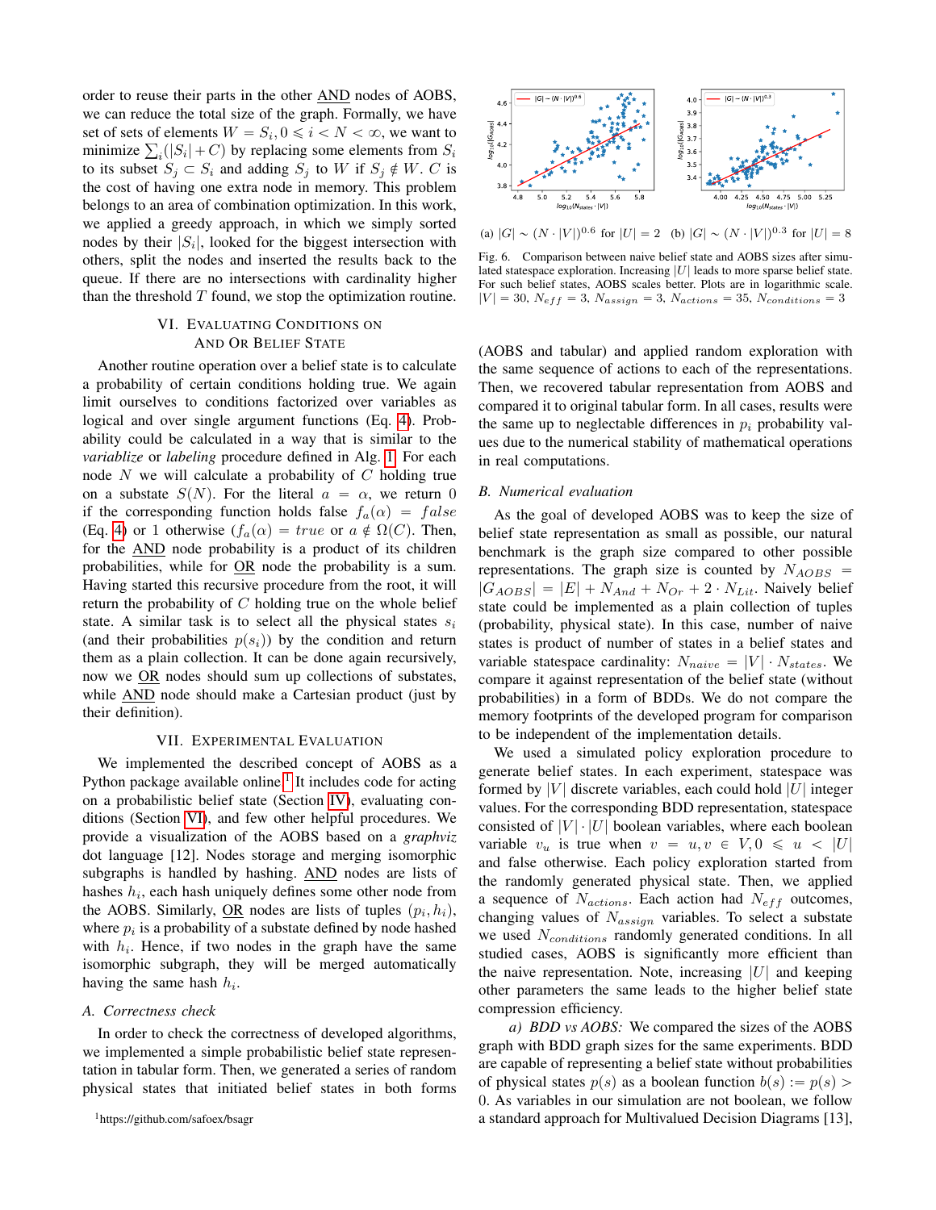order to reuse their parts in the other AND nodes of AOBS, we can reduce the total size of the graph. Formally, we have set of sets of elements $W = S_i, 0 \leqslant i < N < \infty$, we want to minimize $\sum_i(|S_i| + C)$ by replacing some elements from $S_i$ to its subset $S_j \subset S_i$ and adding $S_j$ to $W$ if $S_j \notin W$. $C$ is the cost of having one extra node in memory. This problem belongs to an area of combination optimization. In this work, we applied a greedy approach, in which we simply sorted nodes by their $|S_i|$, looked for the biggest intersection with others, split the nodes and inserted the results back to the queue. If there are no intersections with cardinality higher than the threshold $T$ found, we stop the optimization routine.

## VI. Evaluating Conditions on And Or Belief State

Another routine operation over a belief state is to calculate a probability of certain conditions holding true. We again limit ourselves to conditions factorized over variables as logical and over single argument functions (Eq. 4). Probability could be calculated in a way that is similar to the *variablize* or *labeling* procedure defined in Alg. 1. For each node $N$ we will calculate a probability of $C$ holding true on a substate $S(N)$. For the literal $a = \alpha$, we return 0 if the corresponding function holds false $f_a(\alpha) = false$ (Eq. 4) or 1 otherwise ($f_a(\alpha) = true$ or $a \notin \Omega(C)$. Then, for the AND node probability is a product of its children probabilities, while for OR node the probability is a sum. Having started this recursive procedure from the root, it will return the probability of $C$ holding true on the whole belief state. A similar task is to select all the physical states $s_i$ (and their probabilities $p(s_i)$) by the condition and return them as a plain collection. It can be done again recursively, now we OR nodes should sum up collections of substates, while AND node should make a Cartesian product (just by their definition).

## VII. Experimental Evaluation

We implemented the described concept of AOBS as a Python package available online[1]. It includes code for acting on a probabilistic belief state (Section IV), evaluating conditions (Section VI), and few other helpful procedures. We provide a visualization of the AOBS based on a *graphviz* dot language [12]. Nodes storage and merging isomorphic subgraphs is handled by hashing. AND nodes are lists of hashes $h_i$, each hash uniquely defines some other node from the AOBS. Similarly, OR nodes are lists of tuples $(p_i, h_i)$, where $p_i$ is a probability of a substate defined by node hashed with $h_i$. Hence, if two nodes in the graph have the same isomorphic subgraph, they will be merged automatically having the same hash $h_i$.

### A. Correctness check

In order to check the correctness of developed algorithms, we implemented a simple probabilistic belief state representation in tabular form. Then, we generated a series of random physical states that initiated belief states in both forms (AOBS and tabular) and applied random exploration with the same sequence of actions to each of the representations. Then, we recovered tabular representation from AOBS and compared it to original tabular form. In all cases, results were the same up to neglectable differences in $p_i$ probability values due to the numerical stability of mathematical operations in real computations.

(a) $|G| \sim (N \cdot |V|)^{0.6}$ for $|U| = 2$ (b) $|G| \sim (N \cdot |V|)^{0.3}$ for $|U| = 8$

Fig. 6. Comparison between naive belief state and AOBS sizes after simulated statespace exploration. Increasing $|U|$ leads to more sparse belief state. For such belief states, AOBS scales better. Plots are in logarithmic scale. $|V| = 30$, $N_{eff} = 3$, $N_{assign} = 3$, $N_{actions} = 35$, $N_{conditions} = 3$

### B. Numerical evaluation

As the goal of developed AOBS was to keep the size of belief state representation as small as possible, our natural benchmark is the graph size compared to other possible representations. The graph size is counted by $N_{AOBS} = |G_{AOBS}| = |E| + N_{And} + N_{Or} + 2 \cdot N_{Lit}$. Naively belief state could be implemented as a plain collection of tuples (probability, physical state). In this case, number of naive states is product of number of states in a belief states and variable statespace cardinality: $N_{naive} = |V| \cdot N_{states}$. We compare it against representation of the belief state (without probabilities) in a form of BDDs. We do not compare the memory footprints of the developed program for comparison to be independent of the implementation details.

We used a simulated policy exploration procedure to generate belief states. In each experiment, statespace was formed by $|V|$ discrete variables, each could hold $|U|$ integer values. For the corresponding BDD representation, statespace consisted of $|V| \cdot |U|$ boolean variables, where each boolean variable $v_u$ is true when $v = u, v \in V, 0 \leqslant u < |U|$ and false otherwise. Each policy exploration started from the randomly generated physical state. Then, we applied a sequence of $N_{actions}$. Each action had $N_{eff}$ outcomes, changing values of $N_{assign}$ variables. To select a substate we used $N_{conditions}$ randomly generated conditions. In all studied cases, AOBS is significantly more efficient than the naive representation. Note, increasing $|U|$ and keeping other parameters the same leads to the higher belief state compression efficiency.

*a) BDD vs AOBS:* We compared the sizes of the AOBS graph with BDD graph sizes for the same experiments. BDD are capable of representing a belief state without probabilities of physical states $p(s)$ as a boolean function $b(s) := p(s) > 0$. As variables in our simulation are not boolean, we follow a standard approach for Multivalued Decision Diagrams [13],

[1] https://github.com/safoex/bsagr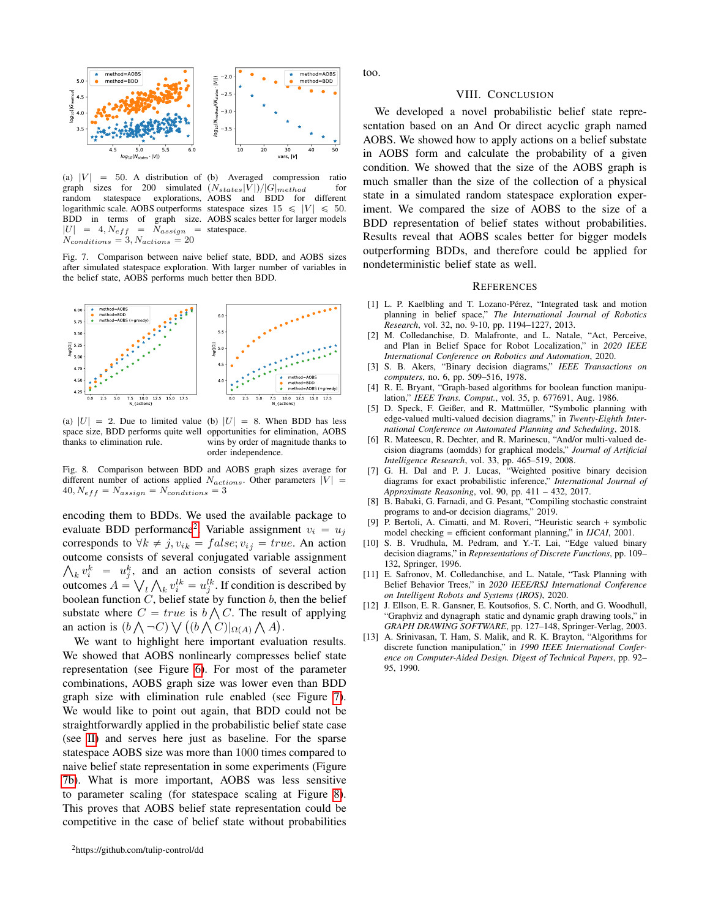(a) $|V| = 50$. A distribution of graph sizes for 200 simulated random statespace explorations, logarithmic scale. AOBS outperforms BDD in terms of graph size. $|U| = 4, N_{eff} = N_{assign} = N_{conditions} = 3, N_{actions} = 20$

(b) Averaged compression ratio $(N_{states}|V|)/|G|_{method}$ for AOBS and BDD for different statespace sizes $15 \leqslant |V| \leqslant 50$. AOBS scales better for larger models statespace.

Fig. 7. Comparison between naive belief state, BDD, and AOBS sizes after simulated statespace exploration. With larger number of variables in the belief state, AOBS performs much better then BDD.

(a) $|U| = 2$. Due to limited value space size, BDD performs quite well thanks to elimination rule.

(b) $|U| = 8$. When BDD has less opportunities for elimination, AOBS wins by order of magnitude thanks to order independence.

Fig. 8. Comparison between BDD and AOBS graph sizes average for different number of actions applied $N_{actions}$. Other parameters $|V| = 40, N_{eff} = N_{assign} = N_{conditions} = 3$

encoding them to BDDs. We used the available package to evaluate BDD performance[2]. Variable assignment $v_i = u_j$ corresponds to $\forall k \neq j, v_{ik} = false; v_{ij} = true$. An action outcome consists of several conjugated variable assignment $\bigwedge_k v_i^k = u_j^k$, and an action consists of several action outcomes $A = \bigvee_l \bigwedge_k v_i^{lk} = u_j^{lk}$. If condition is described by boolean function $C$, belief state by function $b$, then the belief substate where $C = true$ is $b \bigwedge C$. The result of applying an action is $(b \bigwedge \neg C) \bigvee ((b \bigwedge C)|_{\Omega(A)} \bigwedge A)$.

We want to highlight here important evaluation results. We showed that AOBS nonlinearly compresses belief state representation (see Figure 6). For most of the parameter combinations, AOBS graph size was lower even than BDD graph size with elimination rule enabled (see Figure 7). We would like to point out again, that BDD could not be straightforwardly applied in the probabilistic belief state case (see II) and serves here just as baseline. For the sparse statespace AOBS size was more than 1000 times compared to naive belief state representation in some experiments (Figure 7b). What is more important, AOBS was less sensitive to parameter scaling (for statespace scaling at Figure 8). This proves that AOBS belief state representation could be competitive in the case of belief state without probabilities too.

## VIII. Conclusion

We developed a novel probabilistic belief state representation based on an And Or direct acyclic graph named AOBS. We showed how to apply actions on a belief substate in AOBS form and calculate the probability of a given condition. We showed that the size of the AOBS graph is much smaller than the size of the collection of a physical state in a simulated random statespace exploration experiment. We compared the size of AOBS to the size of a BDD representation of belief states without probabilities. Results reveal that AOBS scales better for bigger models outperforming BDDs, and therefore could be applied for nondeterministic belief state as well.

## References

[1] L. P. Kaelbling and T. Lozano-Pérez, “Integrated task and motion planning in belief space,” *The International Journal of Robotics Research*, vol. 32, no. 9-10, pp. 1194–1227, 2013.

[2] M. Colledanchise, D. Malafronte, and L. Natale, “Act, Perceive, and Plan in Belief Space for Robot Localization,” in *2020 IEEE International Conference on Robotics and Automation*, 2020.

[3] S. B. Akers, “Binary decision diagrams,” *IEEE Transactions on computers*, no. 6, pp. 509–516, 1978.

[4] R. E. Bryant, “Graph-based algorithms for boolean function manipulation,” *IEEE Trans. Comput.*, vol. 35, p. 677691, Aug. 1986.

[5] D. Speck, F. Geißer, and R. Mattmüller, “Symbolic planning with edge-valued multi-valued decision diagrams,” in *Twenty-Eighth International Conference on Automated Planning and Scheduling*, 2018.

[6] R. Mateescu, R. Dechter, and R. Marinescu, “And/or multi-valued decision diagrams (aomdds) for graphical models,” *Journal of Artificial Intelligence Research*, vol. 33, pp. 465–519, 2008.

[7] G. H. Dal and P. J. Lucas, “Weighted positive binary decision diagrams for exact probabilistic inference,” *International Journal of Approximate Reasoning*, vol. 90, pp. 411 – 432, 2017.

[8] B. Babaki, G. Farnadi, and G. Pesant, “Compiling stochastic constraint programs to and-or decision diagrams,” 2019.

[9] P. Bertoli, A. Cimatti, and M. Roveri, “Heuristic search + symbolic model checking = efficient conformant planning,” in *IJCAI*, 2001.

[10] S. B. Vrudhula, M. Pedram, and Y.-T. Lai, “Edge valued binary decision diagrams,” in *Representations of Discrete Functions*, pp. 109–132, Springer, 1996.

[11] E. Safronov, M. Colledanchise, and L. Natale, “Task Planning with Belief Behavior Trees,” in *2020 IEEE/RSJ International Conference on Intelligent Robots and Systems (IROS)*, 2020.

[12] J. Ellson, E. R. Gansner, E. Koutsofios, S. C. North, and G. Woodhull, “Graphviz and dynagraph static and dynamic graph drawing tools,” in *GRAPH DRAWING SOFTWARE*, pp. 127–148, Springer-Verlag, 2003.

[13] A. Srinivasan, T. Ham, S. Malik, and R. K. Brayton, “Algorithms for discrete function manipulation,” in *1990 IEEE International Conference on Computer-Aided Design. Digest of Technical Papers*, pp. 92–95, 1990.

[2] https://github.com/tulip-control/dd